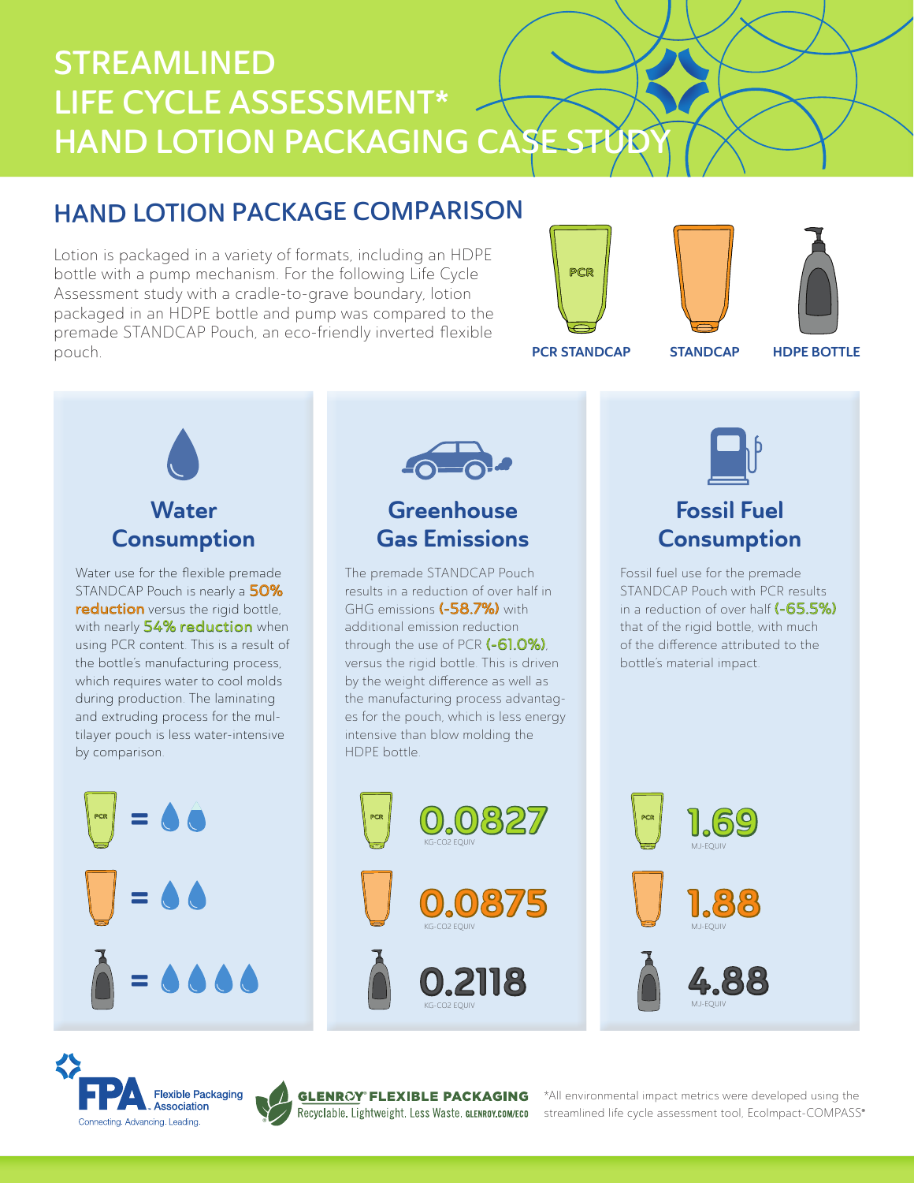# STREAMLINED LIFE CYCLE ASSESSMENT* HAND LOTION PACKAGING CASE STUDY

## HAND LOTION PACKAGE COMPARISON

Lotion is packaged in a variety of formats, including an HDPE bottle with a pump mechanism. For the following Life Cycle Assessment study with a cradle-to-grave boundary, lotion packaged in an HDPE bottle and pump was compared to the premade STANDCAP Pouch, an eco-friendly inverted flexible pouch.

PCR STANDCAP | STANDCAP | HDPE BOTTLE

### Water Consumption

Water use for the flexible premade STANDCAP Pouch is nearly a **50% reduction** versus the rigid bottle, with nearly **54% reduction** when using PCR content. This is a result of the bottle's manufacturing process, which requires water to cool molds during production. The laminating and extruding process for the multilayer pouch is less water-intensive by comparison.

- PCR STANDCAP = 2 drops (second drop partial)
- STANDCAP = 2 drops
- HDPE BOTTLE = 4 drops

### Greenhouse Gas Emissions

The premade STANDCAP Pouch results in a reduction of over half in GHG emissions **(-58.7%)** with additional emission reduction through the use of PCR **(-61.0%)**, versus the rigid bottle. This is driven by the weight difference as well as the manufacturing process advantages for the pouch, which is less energy intensive than blow molding the HDPE bottle.

| Package | GHG Emissions |
| --- | --- |
| PCR STANDCAP | 0.0827 KG-CO2 EQUIV |
| STANDCAP | 0.0875 KG-CO2 EQUIV |
| HDPE BOTTLE | 0.2118 KG-CO2 EQUIV |

### Fossil Fuel Consumption

Fossil fuel use for the premade STANDCAP Pouch with PCR results in a reduction of over half **(-65.5%)** that of the rigid bottle, with much of the difference attributed to the bottle's material impact.

| Package | Fossil Fuel Consumption |
| --- | --- |
| PCR STANDCAP | 1.69 MJ-EQUIV |
| STANDCAP | 1.88 MJ-EQUIV |
| HDPE BOTTLE | 4.88 MJ-EQUIV |

FPA Flexible Packaging Association – Connecting. Advancing. Leading.

GLENROY® FLEXIBLE PACKAGING – Recyclable. Lightweight. Less Waste. GLENROY.COM/ECO

*All environmental impact metrics were developed using the streamlined life cycle assessment tool, EcoImpact-COMPASS®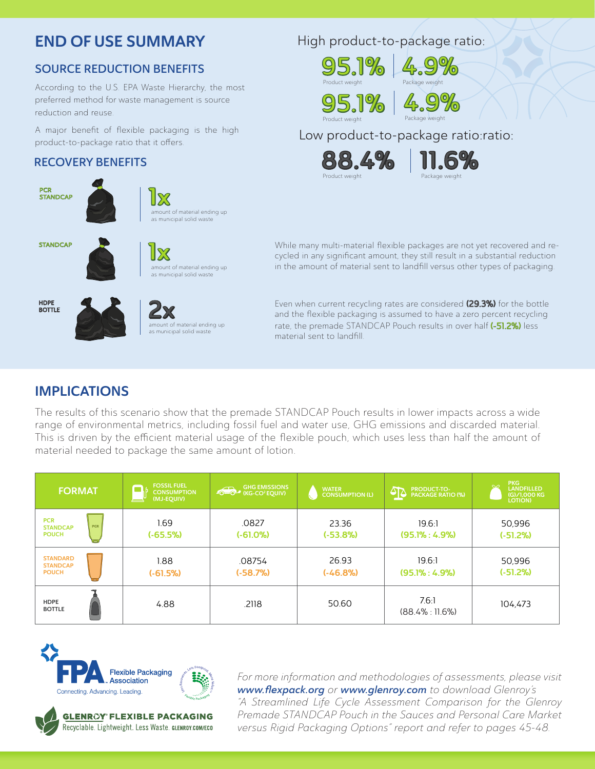# END OF USE SUMMARY

## SOURCE REDUCTION BENEFITS

According to the U.S. EPA Waste Hierarchy, the most preferred method for waste management is source reduction and reuse.

A major benefit of flexible packaging is the high product-to-package ratio that it offers.

High product-to-package ratio:

**95.1%** Product weight | **4.9%** Package weight

**95.1%** Product weight | **4.9%** Package weight

Low product-to-package ratio:ratio:

**88.4%** Product weight | **11.6%** Package weight

## RECOVERY BENEFITS

PCR STANDCAP — **1x** amount of material ending up as municipal solid waste

STANDCAP — **1x** amount of material ending up as municipal solid waste

HDPE BOTTLE — **2x** amount of material ending up as municipal solid waste

While many multi-material flexible packages are not yet recovered and recycled in any significant amount, they still result in a substantial reduction in the amount of material sent to landfill versus other types of packaging.

Even when current recycling rates are considered **(29.3%)** for the bottle and the flexible packaging is assumed to have a zero percent recycling rate, the premade STANDCAP Pouch results in over half **(-51.2%)** less material sent to landfill.

## IMPLICATIONS

The results of this scenario show that the premade STANDCAP Pouch results in lower impacts across a wide range of environmental metrics, including fossil fuel and water use, GHG emissions and discarded material. This is driven by the efficient material usage of the flexible pouch, which uses less than half the amount of material needed to package the same amount of lotion.

| FORMAT | FOSSIL FUEL CONSUMPTION (MJ-EQUIV) | GHG EMISSIONS (KG-$CO^2$ EQUIV) | WATER CONSUMPTION (L) | PRODUCT-TO-PACKAGE RATIO (%) | PKG LANDFILLED (G)/1,000 KG LOTION) |
|---|---|---|---|---|---|
| PCR STANDCAP POUCH | 1.69 (-65.5%) | .0827 (-61.0%) | 23.36 (-53.8%) | 19.6:1 (95.1% : 4.9%) | 50,996 (-51.2%) |
| STANDARD STANDCAP POUCH | 1.88 (-61.5%) | .08754 (-58.7%) | 26.93 (-46.8%) | 19.6:1 (95.1% : 4.9%) | 50,996 (-51.2%) |
| HDPE BOTTLE | 4.88 | .2118 | 50.60 | 7.6:1 (88.4% : 11.6%) | 104,473 |

Flexible Packaging Association — Connecting. Advancing. Leading.

GLENROY® FLEXIBLE PACKAGING — Recyclable. Lightweight. Less Waste. GLENROY.COM/ECO

*For more information and methodologies of assessments, please visit* ***www.flexpack.org*** *or* ***www.glenroy.com*** *to download Glenroy's "A Streamlined Life Cycle Assessment Comparison for the Glenroy Premade STANDCAP Pouch in the Sauces and Personal Care Market versus Rigid Packaging Options" report and refer to pages 45-48.*